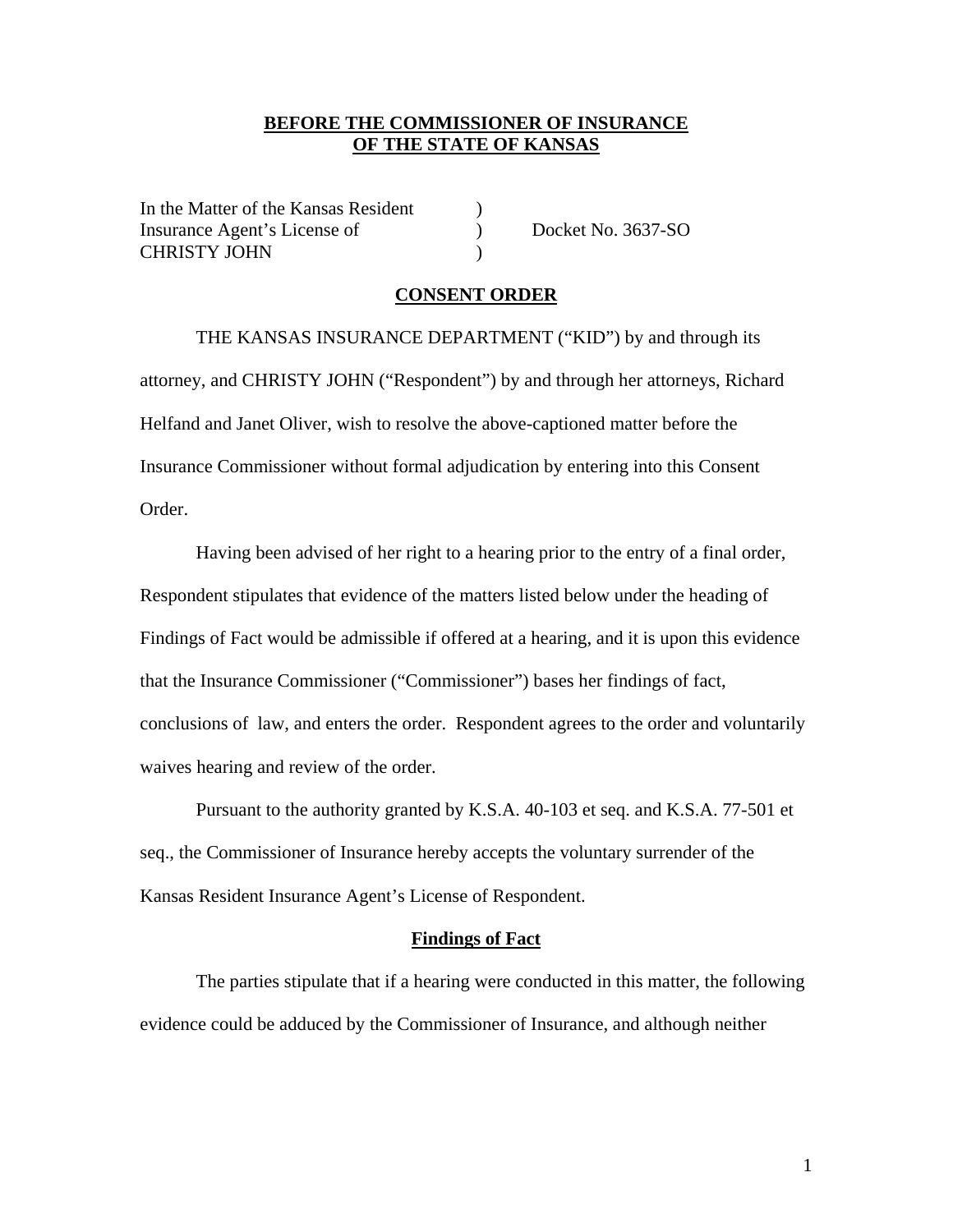**BEFORE THE COMMISSIONER OF INSURANCE**
**OF THE STATE OF KANSAS**

In the Matter of the Kansas Resident )
Insurance Agent's License of ) Docket No. 3637-SO
CHRISTY JOHN )

**CONSENT ORDER**

THE KANSAS INSURANCE DEPARTMENT ("KID") by and through its attorney, and CHRISTY JOHN ("Respondent") by and through her attorneys, Richard Helfand and Janet Oliver, wish to resolve the above-captioned matter before the Insurance Commissioner without formal adjudication by entering into this Consent Order.

Having been advised of her right to a hearing prior to the entry of a final order, Respondent stipulates that evidence of the matters listed below under the heading of Findings of Fact would be admissible if offered at a hearing, and it is upon this evidence that the Insurance Commissioner ("Commissioner") bases her findings of fact, conclusions of law, and enters the order. Respondent agrees to the order and voluntarily waives hearing and review of the order.

Pursuant to the authority granted by K.S.A. 40-103 et seq. and K.S.A. 77-501 et seq., the Commissioner of Insurance hereby accepts the voluntary surrender of the Kansas Resident Insurance Agent's License of Respondent.

**Findings of Fact**

The parties stipulate that if a hearing were conducted in this matter, the following evidence could be adduced by the Commissioner of Insurance, and although neither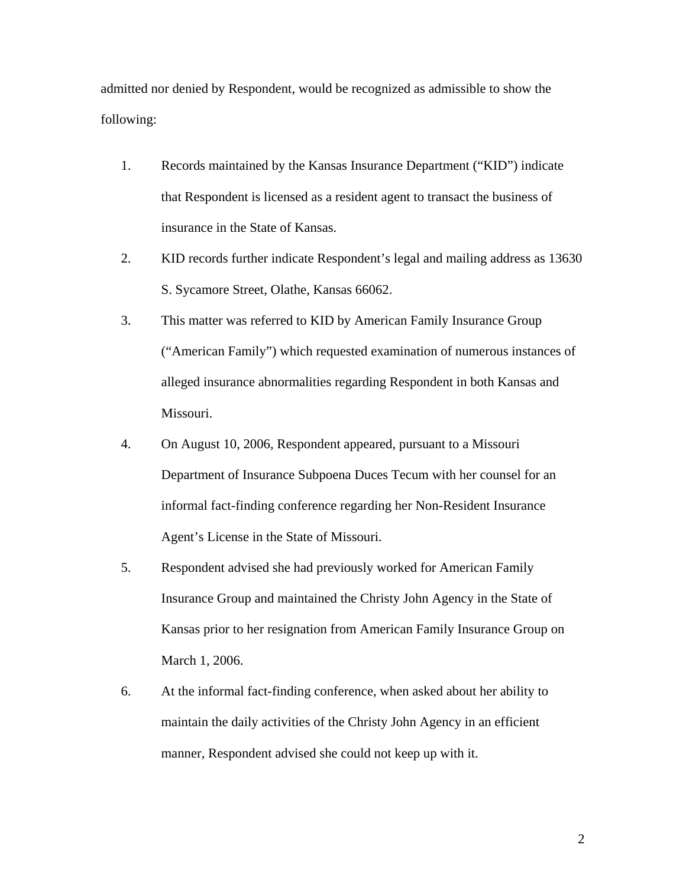admitted nor denied by Respondent, would be recognized as admissible to show the following:

1. Records maintained by the Kansas Insurance Department ("KID") indicate that Respondent is licensed as a resident agent to transact the business of insurance in the State of Kansas.

2. KID records further indicate Respondent's legal and mailing address as 13630 S. Sycamore Street, Olathe, Kansas 66062.

3. This matter was referred to KID by American Family Insurance Group ("American Family") which requested examination of numerous instances of alleged insurance abnormalities regarding Respondent in both Kansas and Missouri.

4. On August 10, 2006, Respondent appeared, pursuant to a Missouri Department of Insurance Subpoena Duces Tecum with her counsel for an informal fact-finding conference regarding her Non-Resident Insurance Agent's License in the State of Missouri.

5. Respondent advised she had previously worked for American Family Insurance Group and maintained the Christy John Agency in the State of Kansas prior to her resignation from American Family Insurance Group on March 1, 2006.

6. At the informal fact-finding conference, when asked about her ability to maintain the daily activities of the Christy John Agency in an efficient manner, Respondent advised she could not keep up with it.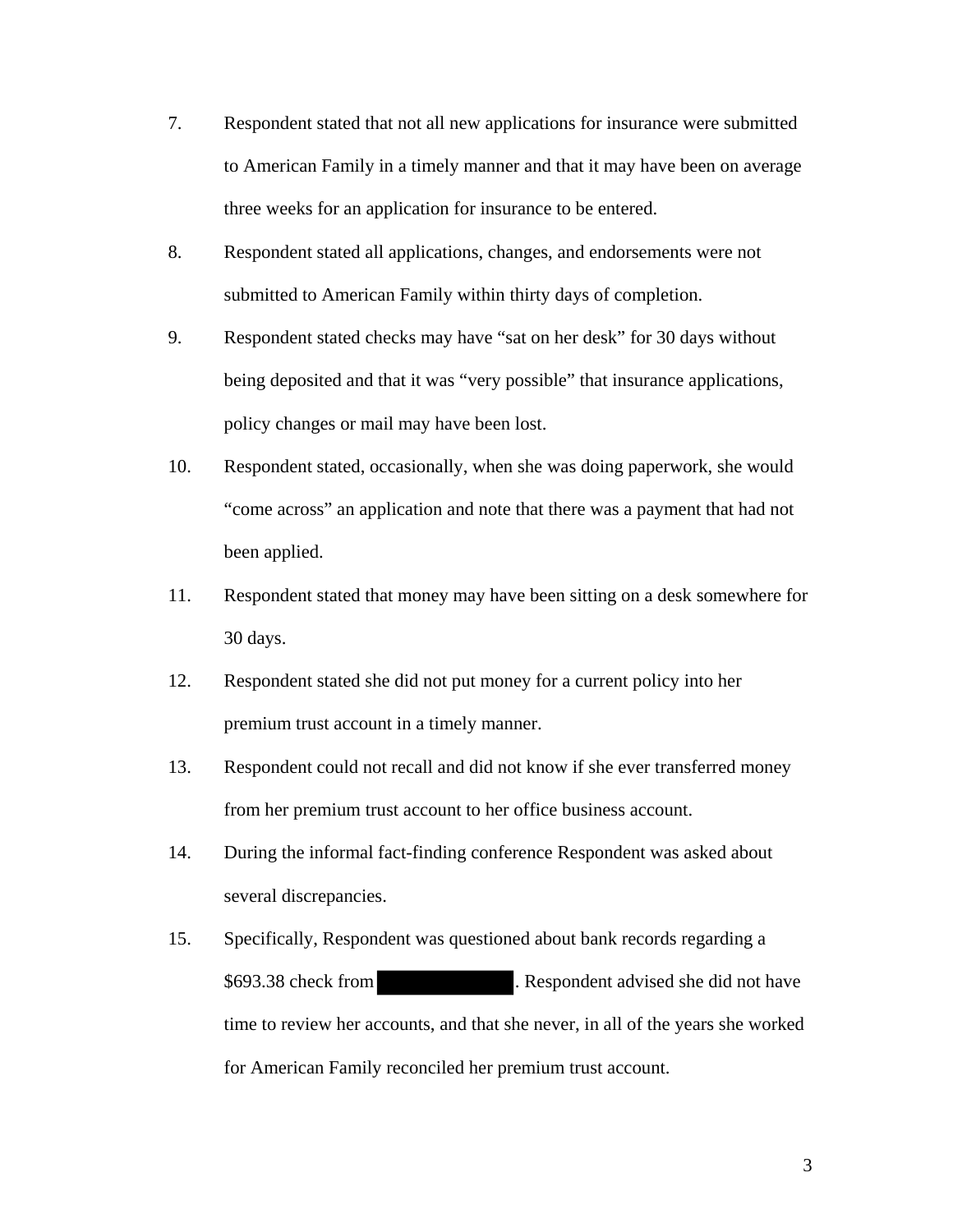7. Respondent stated that not all new applications for insurance were submitted to American Family in a timely manner and that it may have been on average three weeks for an application for insurance to be entered.

8. Respondent stated all applications, changes, and endorsements were not submitted to American Family within thirty days of completion.

9. Respondent stated checks may have "sat on her desk" for 30 days without being deposited and that it was "very possible" that insurance applications, policy changes or mail may have been lost.

10. Respondent stated, occasionally, when she was doing paperwork, she would "come across" an application and note that there was a payment that had not been applied.

11. Respondent stated that money may have been sitting on a desk somewhere for 30 days.

12. Respondent stated she did not put money for a current policy into her premium trust account in a timely manner.

13. Respondent could not recall and did not know if she ever transferred money from her premium trust account to her office business account.

14. During the informal fact-finding conference Respondent was asked about several discrepancies.

15. Specifically, Respondent was questioned about bank records regarding a $693.38 check from [REDACTED]. Respondent advised she did not have time to review her accounts, and that she never, in all of the years she worked for American Family reconciled her premium trust account.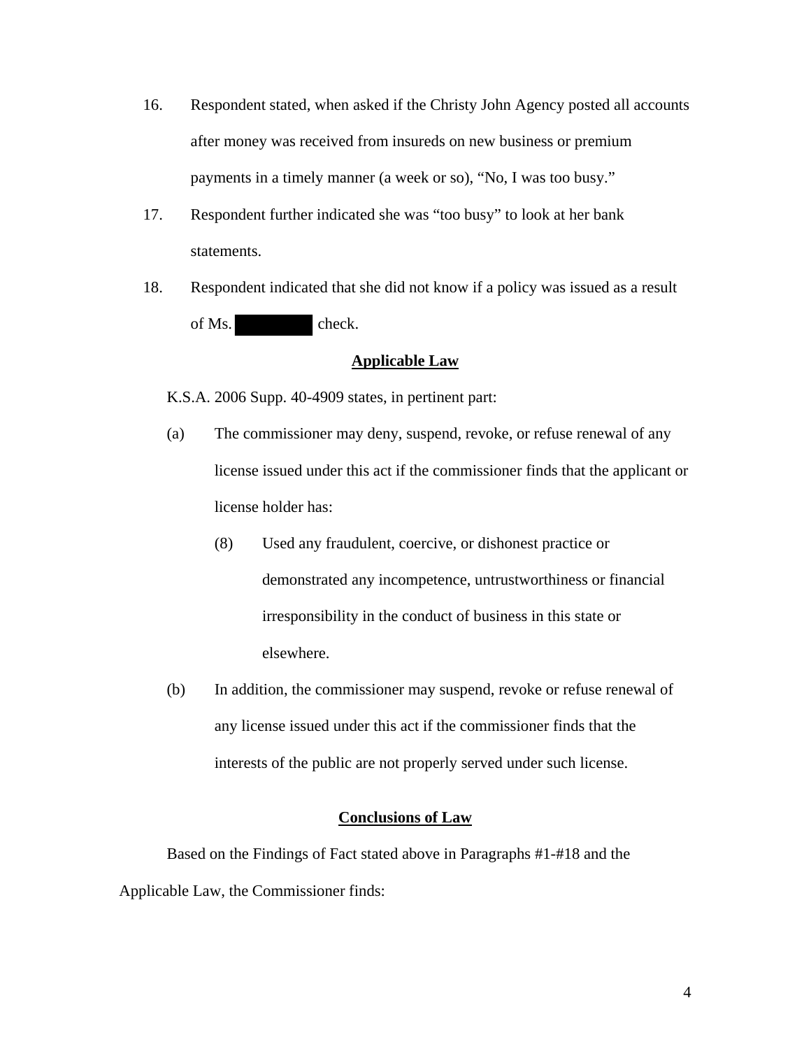16. Respondent stated, when asked if the Christy John Agency posted all accounts after money was received from insureds on new business or premium payments in a timely manner (a week or so), "No, I was too busy."

17. Respondent further indicated she was "too busy" to look at her bank statements.

18. Respondent indicated that she did not know if a policy was issued as a result of Ms. ████████ check.

## **Applicable Law**

K.S.A. 2006 Supp. 40-4909 states, in pertinent part:

(a) The commissioner may deny, suspend, revoke, or refuse renewal of any license issued under this act if the commissioner finds that the applicant or license holder has:

   (8) Used any fraudulent, coercive, or dishonest practice or demonstrated any incompetence, untrustworthiness or financial irresponsibility in the conduct of business in this state or elsewhere.

(b) In addition, the commissioner may suspend, revoke or refuse renewal of any license issued under this act if the commissioner finds that the interests of the public are not properly served under such license.

## **Conclusions of Law**

Based on the Findings of Fact stated above in Paragraphs #1-#18 and the Applicable Law, the Commissioner finds: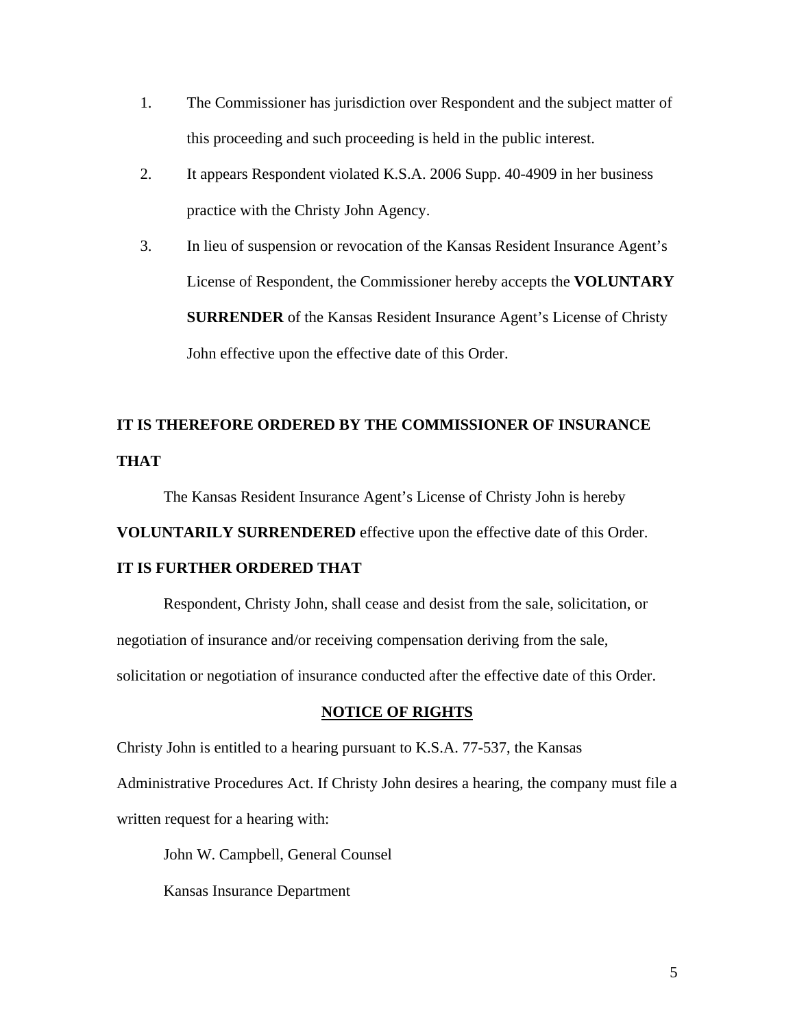1. The Commissioner has jurisdiction over Respondent and the subject matter of this proceeding and such proceeding is held in the public interest.
2. It appears Respondent violated K.S.A. 2006 Supp. 40-4909 in her business practice with the Christy John Agency.
3. In lieu of suspension or revocation of the Kansas Resident Insurance Agent's License of Respondent, the Commissioner hereby accepts the **VOLUNTARY SURRENDER** of the Kansas Resident Insurance Agent's License of Christy John effective upon the effective date of this Order.

**IT IS THEREFORE ORDERED BY THE COMMISSIONER OF INSURANCE THAT**

The Kansas Resident Insurance Agent's License of Christy John is hereby **VOLUNTARILY SURRENDERED** effective upon the effective date of this Order.

**IT IS FURTHER ORDERED THAT**

Respondent, Christy John, shall cease and desist from the sale, solicitation, or negotiation of insurance and/or receiving compensation deriving from the sale, solicitation or negotiation of insurance conducted after the effective date of this Order.

**<u>NOTICE OF RIGHTS</u>**

Christy John is entitled to a hearing pursuant to K.S.A. 77-537, the Kansas Administrative Procedures Act. If Christy John desires a hearing, the company must file a written request for a hearing with:

John W. Campbell, General Counsel

Kansas Insurance Department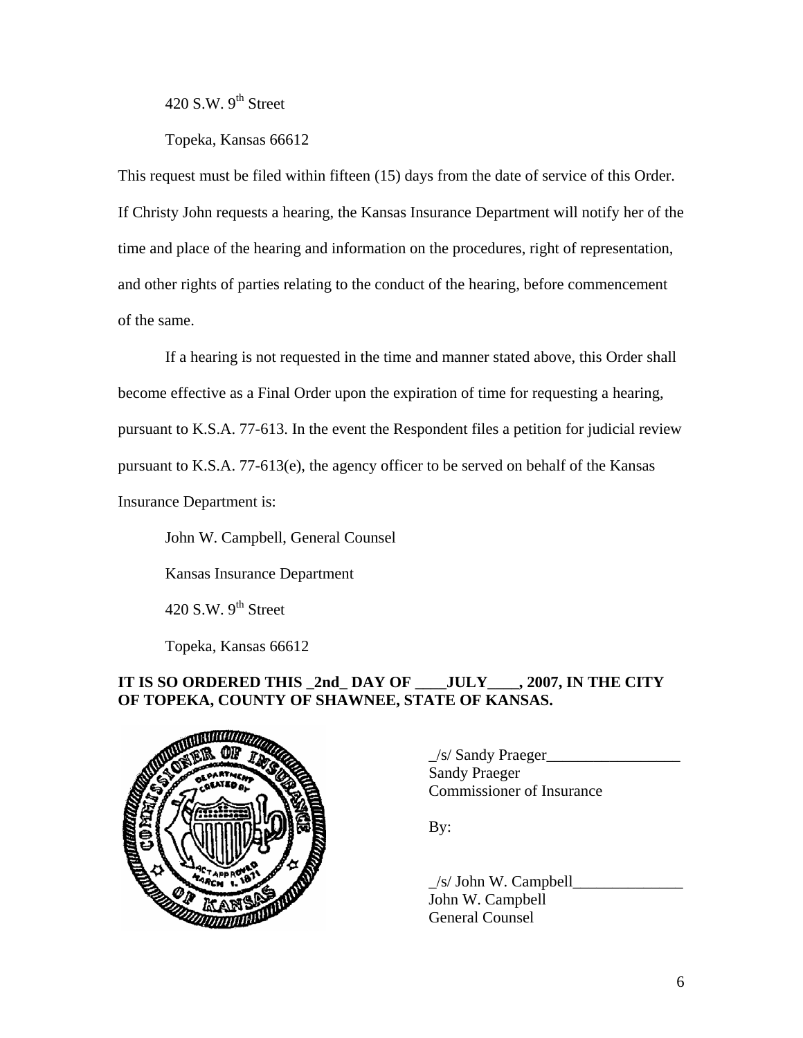420 S.W. 9th Street

Topeka, Kansas 66612

This request must be filed within fifteen (15) days from the date of service of this Order. If Christy John requests a hearing, the Kansas Insurance Department will notify her of the time and place of the hearing and information on the procedures, right of representation, and other rights of parties relating to the conduct of the hearing, before commencement of the same.

If a hearing is not requested in the time and manner stated above, this Order shall become effective as a Final Order upon the expiration of time for requesting a hearing, pursuant to K.S.A. 77-613. In the event the Respondent files a petition for judicial review pursuant to K.S.A. 77-613(e), the agency officer to be served on behalf of the Kansas Insurance Department is:

John W. Campbell, General Counsel

Kansas Insurance Department

420 S.W. 9th Street

Topeka, Kansas 66612

**IT IS SO ORDERED THIS _2nd_ DAY OF ____JULY____, 2007, IN THE CITY OF TOPEKA, COUNTY OF SHAWNEE, STATE OF KANSAS.**

_/s/ Sandy Praeger_________________
Sandy Praeger
Commissioner of Insurance

By:

_/s/ John W. Campbell______________
John W. Campbell
General Counsel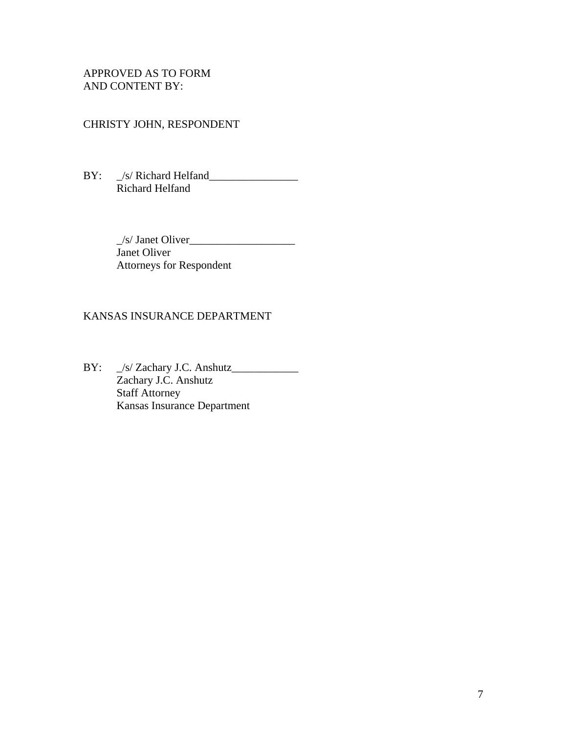APPROVED AS TO FORM
AND CONTENT BY:

CHRISTY JOHN, RESPONDENT

BY: _/s/ Richard Helfand________________
Richard Helfand

_/s/ Janet Oliver___________________
Janet Oliver
Attorneys for Respondent

KANSAS INSURANCE DEPARTMENT

BY: _/s/ Zachary J.C. Anshutz____________
Zachary J.C. Anshutz
Staff Attorney
Kansas Insurance Department